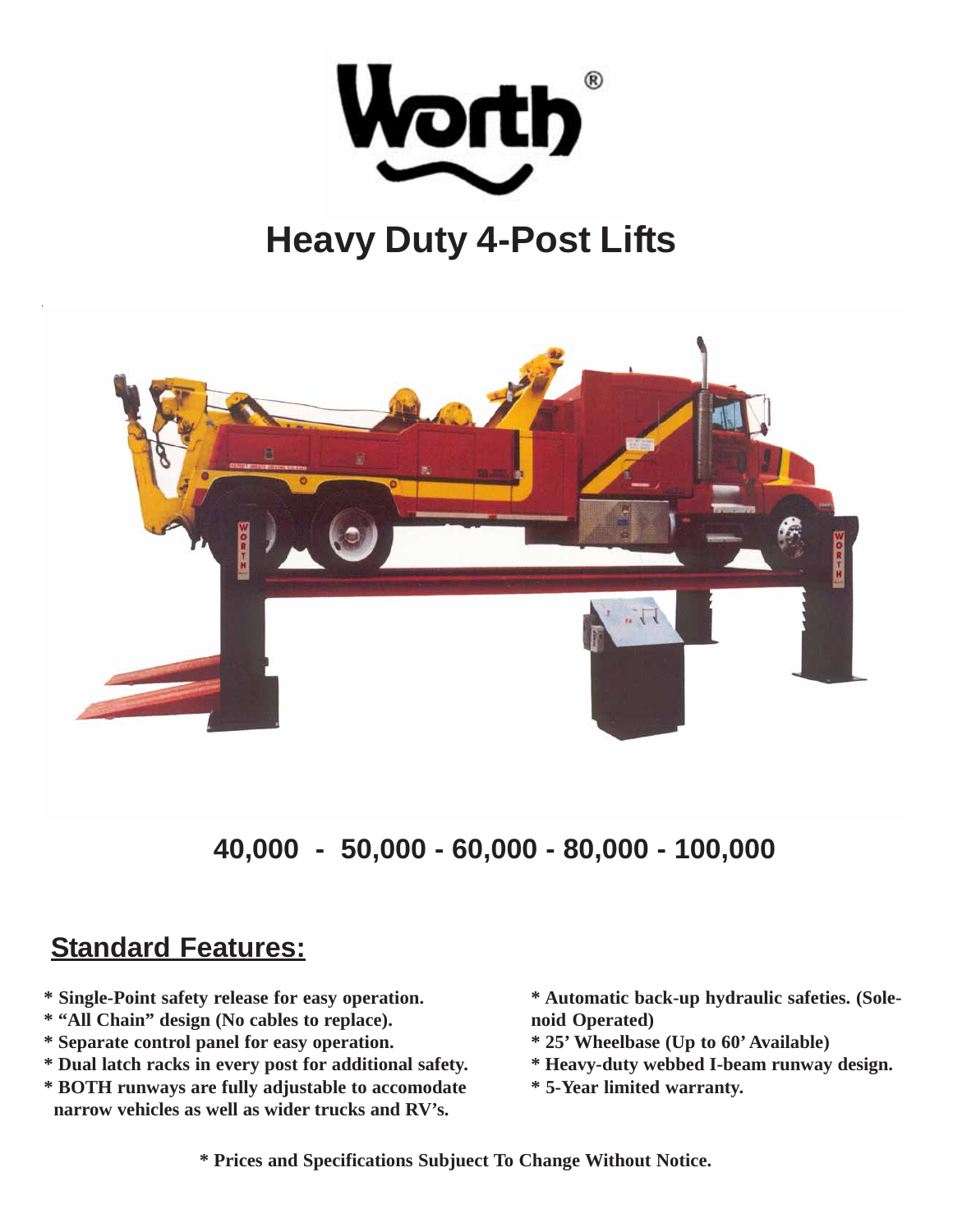# Worth®

# Heavy Duty 4-Post Lifts

**40,000 - 50,000 - 60,000 - 80,000 - 100,000**

## Standard Features:

- **Single-Point safety release for easy operation.**
- **"All Chain" design (No cables to replace).**
- **Separate control panel for easy operation.**
- **Dual latch racks in every post for additional safety.**
- **BOTH runways are fully adjustable to accomodate narrow vehicles as well as wider trucks and RV's.**
- **Automatic back-up hydraulic safeties. (Solenoid Operated)**
- **25' Wheelbase (Up to 60' Available)**
- **Heavy-duty webbed I-beam runway design.**
- **5-Year limited warranty.**

**\* Prices and Specifications Subjuect To Change Without Notice.**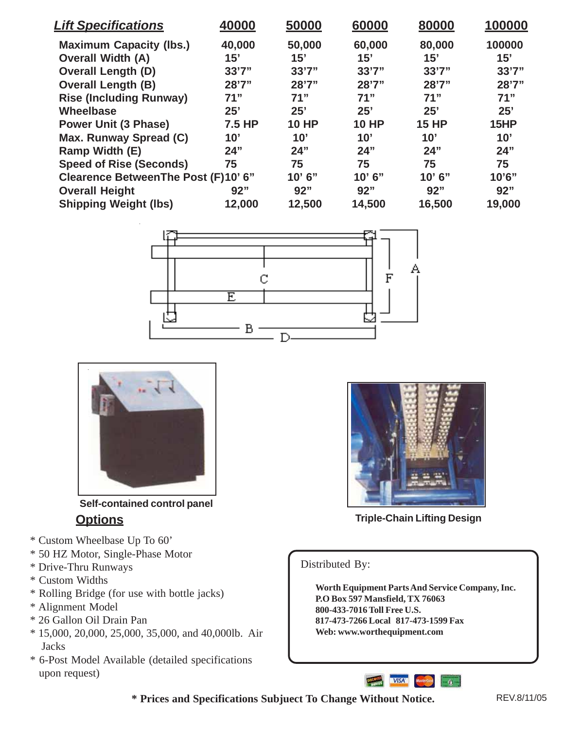| ***Lift Specifications*** | **40000** | **50000** | **60000** | **80000** | **100000** |
|---|---|---|---|---|---|
| **Maximum Capacity (lbs.)** | **40,000** | **50,000** | **60,000** | **80,000** | **100000** |
| **Overall Width (A)** | **15’** | **15’** | **15’** | **15’** | **15’** |
| **Overall Length (D)** | **33’7”** | **33’7”** | **33’7”** | **33’7”** | **33’7”** |
| **Overall Length (B)** | **28’7”** | **28’7”** | **28’7”** | **28’7”** | **28’7”** |
| **Rise (Including Runway)** | **71”** | **71”** | **71”** | **71”** | **71”** |
| **Wheelbase** | **25’** | **25’** | **25’** | **25’** | **25’** |
| **Power Unit (3 Phase)** | **7.5 HP** | **10 HP** | **10 HP** | **15 HP** | **15HP** |
| **Max. Runway Spread (C)** | **10’** | **10’** | **10’** | **10’** | **10’** |
| **Ramp Width (E)** | **24”** | **24”** | **24”** | **24”** | **24”** |
| **Speed of Rise (Seconds)** | **75** | **75** | **75** | **75** | **75** |
| **Clearence BetweenThe Post (F)** | **10’ 6”** | **10’ 6”** | **10’ 6”** | **10’ 6”** | **10’6”** |
| **Overall Height** | **92”** | **92”** | **92”** | **92”** | **92”** |
| **Shipping Weight (lbs)** | **12,000** | **12,500** | **14,500** | **16,500** | **19,000** |

A
F
C
E
B
D

**Self-contained control panel**

**Triple-Chain Lifting Design**

## Options

* Custom Wheelbase Up To 60’
* 50 HZ Motor, Single-Phase Motor
* Drive-Thru Runways
* Custom Widths
* Rolling Bridge (for use with bottle jacks)
* Alignment Model
* 26 Gallon Oil Drain Pan
* 15,000, 20,000, 25,000, 35,000, and 40,000lb. Air Jacks
* 6-Post Model Available (detailed specifications upon request)

Distributed By:

**Worth Equipment Parts And Service Company, Inc.**
**P.O Box 597 Mansfield, TX 76063**
**800-433-7016 Toll Free U.S.**
**817-473-7266 Local 817-473-1599 Fax**
**Web: www.worthequipment.com**

**\* Prices and Specifications Subjuect To Change Without Notice.**

REV.8/11/05